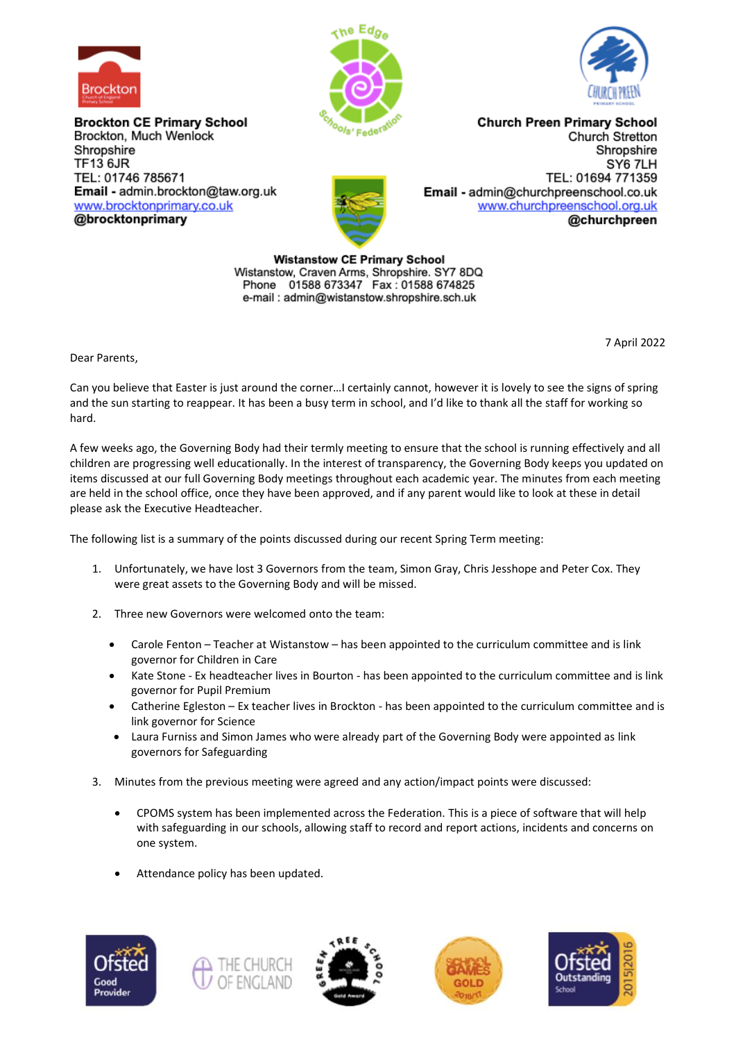**Brockton CE Primary School**
Brockton, Much Wenlock
Shropshire
TF13 6JR
TEL: 01746 785671
**Email** - admin.brockton@taw.org.uk
www.brocktonprimary.co.uk
**@brocktonprimary**

**Church Preen Primary School**
Church Stretton
Shropshire
SY6 7LH
TEL: 01694 771359
**Email** - admin@churchpreenschool.co.uk
www.churchpreenschool.org.uk
**@churchpreen**

**Wistanstow CE Primary School**
Wistanstow, Craven Arms, Shropshire. SY7 8DQ
Phone 01588 673347 Fax : 01588 674825
e-mail : admin@wistanstow.shropshire.sch.uk

7 April 2022

Dear Parents,

Can you believe that Easter is just around the corner…I certainly cannot, however it is lovely to see the signs of spring and the sun starting to reappear. It has been a busy term in school, and I'd like to thank all the staff for working so hard.

A few weeks ago, the Governing Body had their termly meeting to ensure that the school is running effectively and all children are progressing well educationally. In the interest of transparency, the Governing Body keeps you updated on items discussed at our full Governing Body meetings throughout each academic year. The minutes from each meeting are held in the school office, once they have been approved, and if any parent would like to look at these in detail please ask the Executive Headteacher.

The following list is a summary of the points discussed during our recent Spring Term meeting:

1. Unfortunately, we have lost 3 Governors from the team, Simon Gray, Chris Jesshope and Peter Cox. They were great assets to the Governing Body and will be missed.

2. Three new Governors were welcomed onto the team:

   - Carole Fenton – Teacher at Wistanstow – has been appointed to the curriculum committee and is link governor for Children in Care
   - Kate Stone - Ex headteacher lives in Bourton - has been appointed to the curriculum committee and is link governor for Pupil Premium
   - Catherine Egleston – Ex teacher lives in Brockton - has been appointed to the curriculum committee and is link governor for Science
   - Laura Furniss and Simon James who were already part of the Governing Body were appointed as link governors for Safeguarding

3. Minutes from the previous meeting were agreed and any action/impact points were discussed:

   - CPOMS system has been implemented across the Federation. This is a piece of software that will help with safeguarding in our schools, allowing staff to record and report actions, incidents and concerns on one system.

   - Attendance policy has been updated.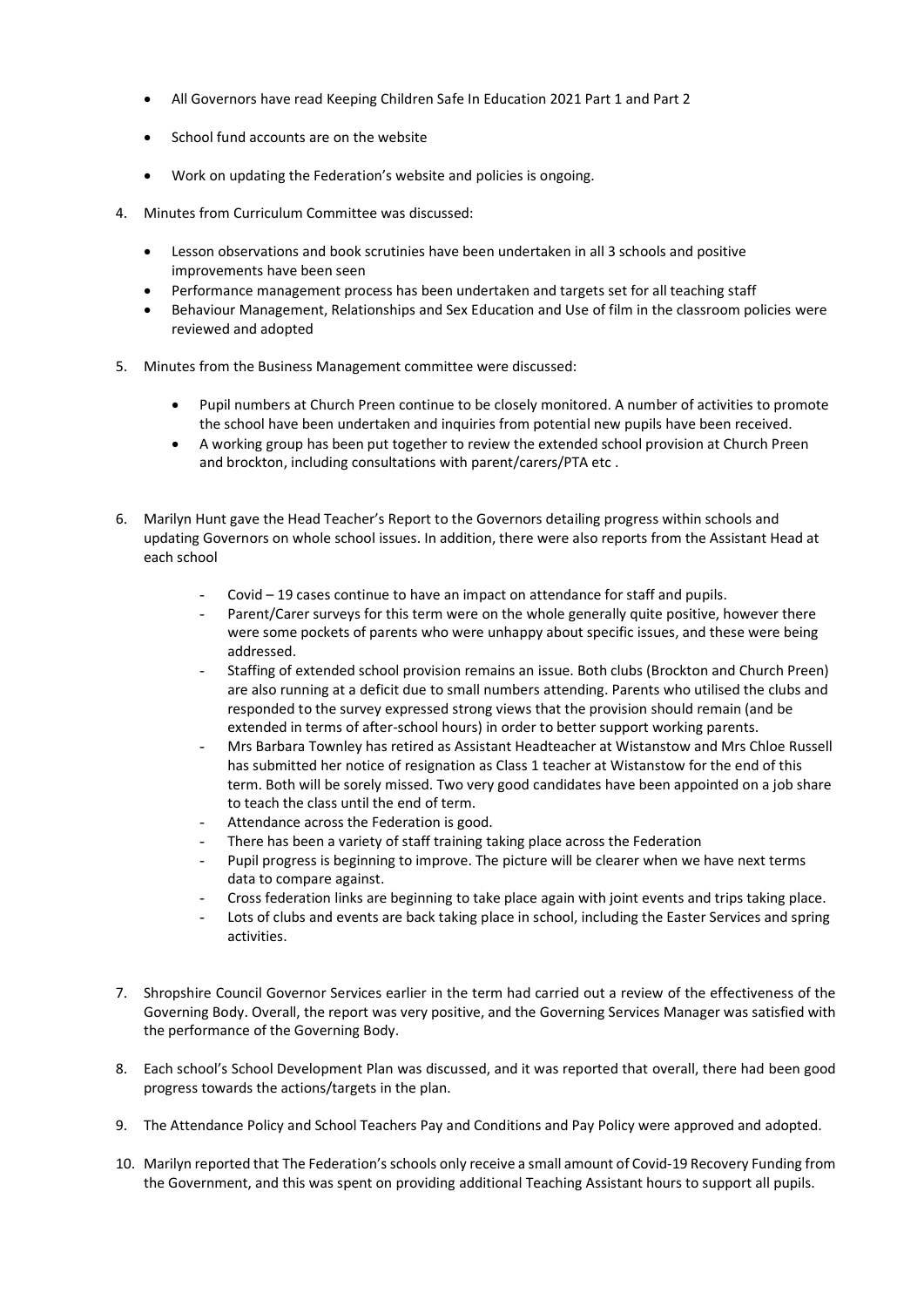- All Governors have read Keeping Children Safe In Education 2021 Part 1 and Part 2
- School fund accounts are on the website
- Work on updating the Federation's website and policies is ongoing.

4. Minutes from Curriculum Committee was discussed:

   - Lesson observations and book scrutinies have been undertaken in all 3 schools and positive improvements have been seen
   - Performance management process has been undertaken and targets set for all teaching staff
   - Behaviour Management, Relationships and Sex Education and Use of film in the classroom policies were reviewed and adopted

5. Minutes from the Business Management committee were discussed:

   - Pupil numbers at Church Preen continue to be closely monitored. A number of activities to promote the school have been undertaken and inquiries from potential new pupils have been received.
   - A working group has been put together to review the extended school provision at Church Preen and brockton, including consultations with parent/carers/PTA etc .

6. Marilyn Hunt gave the Head Teacher's Report to the Governors detailing progress within schools and updating Governors on whole school issues. In addition, there were also reports from the Assistant Head at each school

   - Covid – 19 cases continue to have an impact on attendance for staff and pupils.
   - Parent/Carer surveys for this term were on the whole generally quite positive, however there were some pockets of parents who were unhappy about specific issues, and these were being addressed.
   - Staffing of extended school provision remains an issue. Both clubs (Brockton and Church Preen) are also running at a deficit due to small numbers attending. Parents who utilised the clubs and responded to the survey expressed strong views that the provision should remain (and be extended in terms of after-school hours) in order to better support working parents.
   - Mrs Barbara Townley has retired as Assistant Headteacher at Wistanstow and Mrs Chloe Russell has submitted her notice of resignation as Class 1 teacher at Wistanstow for the end of this term. Both will be sorely missed. Two very good candidates have been appointed on a job share to teach the class until the end of term.
   - Attendance across the Federation is good.
   - There has been a variety of staff training taking place across the Federation
   - Pupil progress is beginning to improve. The picture will be clearer when we have next terms data to compare against.
   - Cross federation links are beginning to take place again with joint events and trips taking place.
   - Lots of clubs and events are back taking place in school, including the Easter Services and spring activities.

7. Shropshire Council Governor Services earlier in the term had carried out a review of the effectiveness of the Governing Body. Overall, the report was very positive, and the Governing Services Manager was satisfied with the performance of the Governing Body.

8. Each school's School Development Plan was discussed, and it was reported that overall, there had been good progress towards the actions/targets in the plan.

9. The Attendance Policy and School Teachers Pay and Conditions and Pay Policy were approved and adopted.

10. Marilyn reported that The Federation's schools only receive a small amount of Covid-19 Recovery Funding from the Government, and this was spent on providing additional Teaching Assistant hours to support all pupils.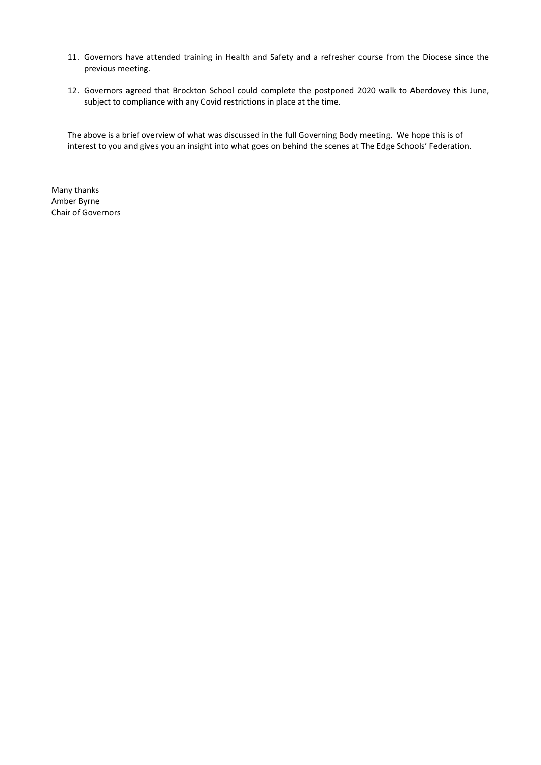11. Governors have attended training in Health and Safety and a refresher course from the Diocese since the previous meeting.

12. Governors agreed that Brockton School could complete the postponed 2020 walk to Aberdovey this June, subject to compliance with any Covid restrictions in place at the time.

The above is a brief overview of what was discussed in the full Governing Body meeting. We hope this is of interest to you and gives you an insight into what goes on behind the scenes at The Edge Schools' Federation.

Many thanks  
Amber Byrne  
Chair of Governors